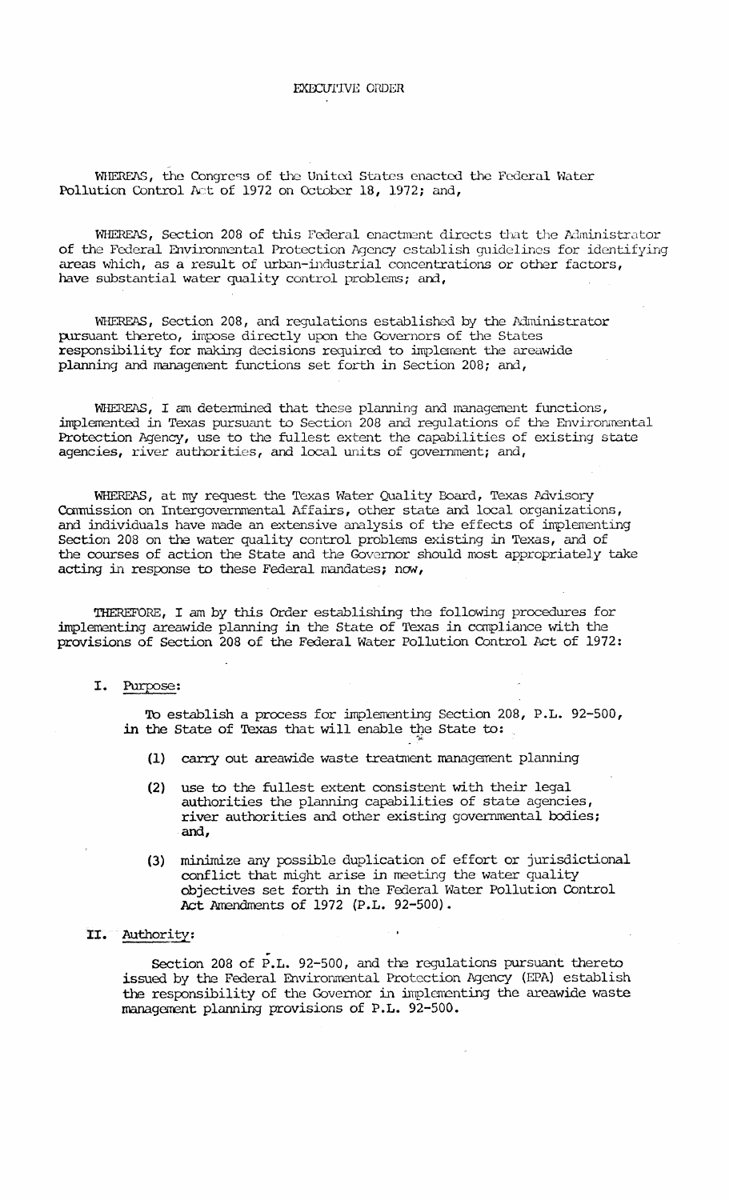# EXECUTIVE ORDER

WHEREAS, the Congress of the United States enacted the Federal Water Pollution Control Act of 1972 on October 18, 1972; and,

WHEREAS, Section 208 of this Federal enactment directs that the Administrator of the Federal Environmental Protection Agency establish guidelines for identifying areas which, as a result of urban-industrial concentrations or other factors, have substantial water quality control problems; and,

WHEREAS, Section 208, and regulations established by the Administrator pursuant thereto, impose directly upon the Governors of the States responsibility for making decisions required to implement the areawide planning and management functions set forth in Section 208; and,

WHEREAS, I am determined that these planning and management functions, implemented in Texas pursuant to Section 208 and regulations of the Environmental Protection Agency, use to the fullest extent the capabilities of existing state agencies, river authorities, and local units of government; and,

WHEREAS, at my request the Texas Water Quality Board, Texas Advisory Commission on Intergovernmental Affairs, other state and local organizations, and individuals have made an extensive analysis of the effects of implementing Section 208 on the water quality control problems existing in Texas, and of the courses of action the State and the Governor should most appropriately take acting in response to these Federal mandates; now,

THEREFORE, I am by this Order establishing the following procedures for implementing areawide planning in the State of Texas in compliance with the provisions of Section 208 of the Federal Water Pollution Control Act of 1972:

## I. Purpose:

To establish a process for implementing Section 208, P.L. 92-500, in the State of Texas that will enable the State to:

(1) carry out areawide waste treatment management planning

(2) use to the fullest extent consistent with their legal authorities the planning capabilities of state agencies, river authorities and other existing governmental bodies; and,

(3) minimize any possible duplication of effort or jurisdictional conflict that might arise in meeting the water quality objectives set forth in the Federal Water Pollution Control Act Amendments of 1972 (P.L. 92-500).

## II. Authority:

Section 208 of P.L. 92-500, and the regulations pursuant thereto issued by the Federal Environmental Protection Agency (EPA) establish the responsibility of the Governor in implementing the areawide waste management planning provisions of P.L. 92-500.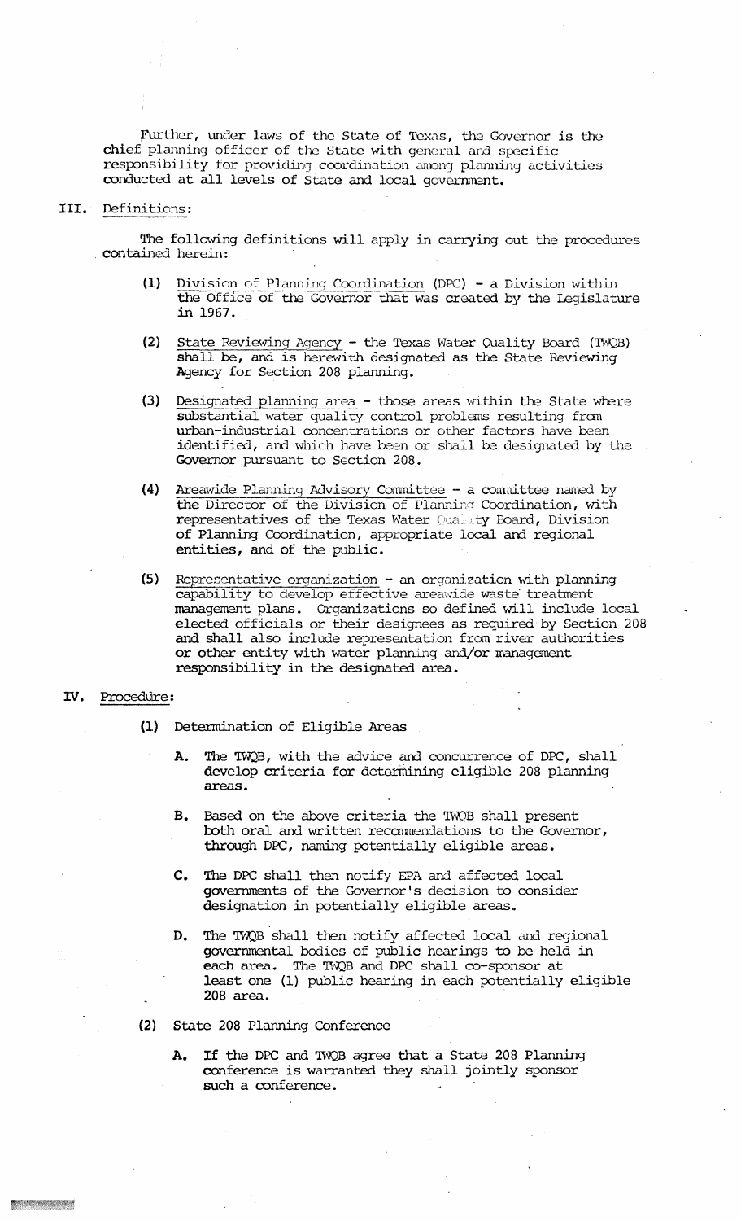Further, under laws of the State of Texas, the Governor is the chief planning officer of the State with general and specific responsibility for providing coordination among planning activities conducted at all levels of State and local government.

## III. Definitions:

The following definitions will apply in carrying out the procedures contained herein:

(1) Division of Planning Coordination (DPC) - a Division within the Office of the Governor that was created by the Legislature in 1967.

(2) State Reviewing Agency - the Texas Water Quality Board (TWQB) shall be, and is herewith designated as the State Reviewing Agency for Section 208 planning.

(3) Designated planning area - those areas within the State where substantial water quality control problems resulting from urban-industrial concentrations or other factors have been identified, and which have been or shall be designated by the Governor pursuant to Section 208.

(4) Areawide Planning Advisory Committee - a committee named by the Director of the Division of Planning Coordination, with representatives of the Texas Water Quality Board, Division of Planning Coordination, appropriate local and regional entities, and of the public.

(5) Representative organization - an organization with planning capability to develop effective areawide waste treatment management plans. Organizations so defined will include local elected officials or their designees as required by Section 208 and shall also include representation from river authorities or other entity with water planning and/or management responsibility in the designated area.

## IV. Procedure:

(1) Determination of Eligible Areas

A. The TWQB, with the advice and concurrence of DPC, shall develop criteria for determining eligible 208 planning areas.

B. Based on the above criteria the TWQB shall present both oral and written recommendations to the Governor, through DPC, naming potentially eligible areas.

C. The DPC shall then notify EPA and affected local governments of the Governor's decision to consider designation in potentially eligible areas.

D. The TWQB shall then notify affected local and regional governmental bodies of public hearings to be held in each area. The TWQB and DPC shall co-sponsor at least one (1) public hearing in each potentially eligible 208 area.

(2) State 208 Planning Conference

A. If the DPC and TWQB agree that a State 208 Planning conference is warranted they shall jointly sponsor such a conference.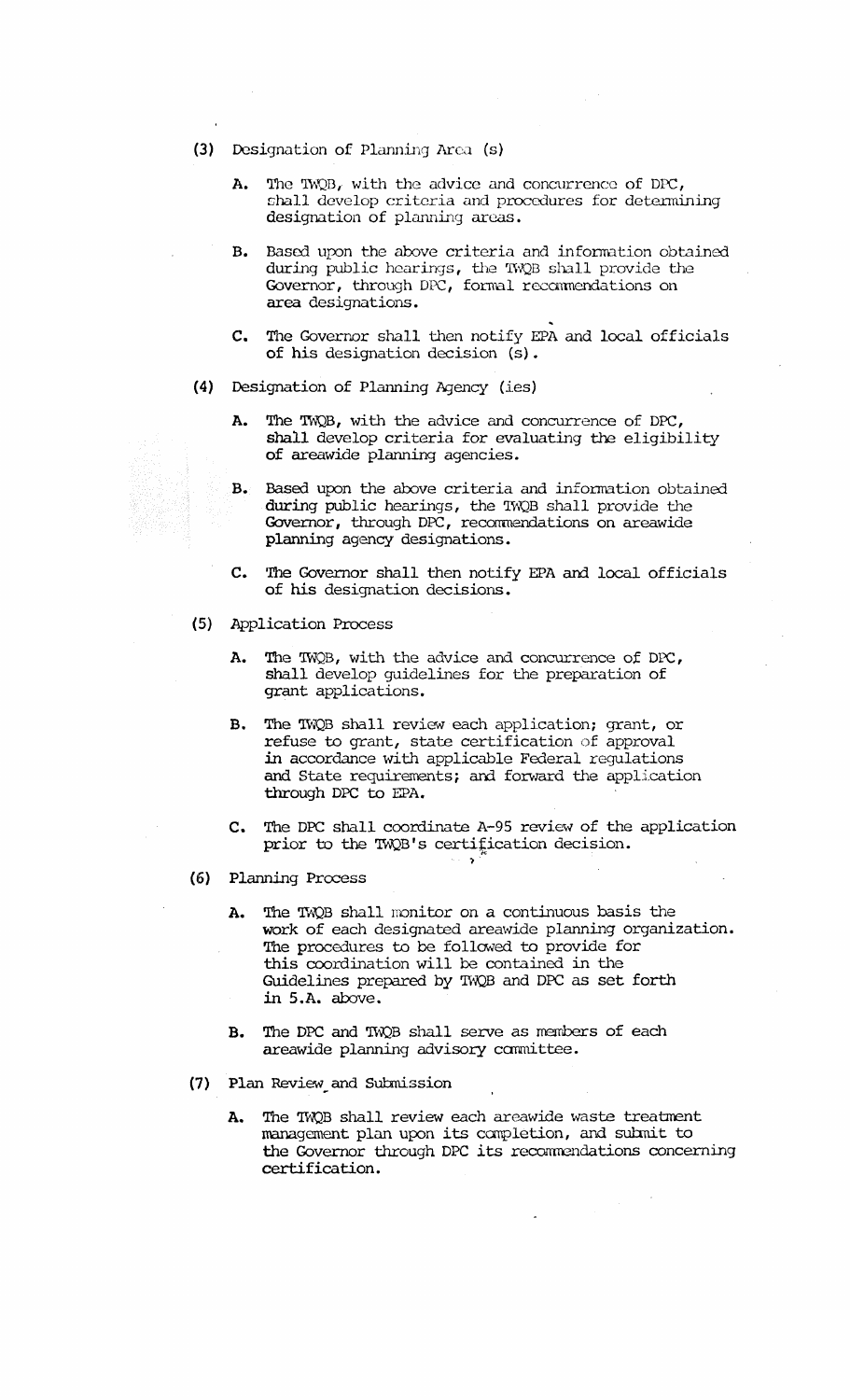(3) Designation of Planning Area (s)

   A. The TWQB, with the advice and concurrence of DPC, shall develop criteria and procedures for determining designation of planning areas.

   B. Based upon the above criteria and information obtained during public hearings, the TWQB shall provide the Governor, through DPC, formal recommendations on area designations.

   C. The Governor shall then notify EPA and local officials of his designation decision (s).

(4) Designation of Planning Agency (ies)

   A. The TWQB, with the advice and concurrence of DPC, shall develop criteria for evaluating the eligibility of areawide planning agencies.

   B. Based upon the above criteria and information obtained during public hearings, the TWQB shall provide the Governor, through DPC, recommendations on areawide planning agency designations.

   C. The Governor shall then notify EPA and local officials of his designation decisions.

(5) Application Process

   A. The TWQB, with the advice and concurrence of DPC, shall develop guidelines for the preparation of grant applications.

   B. The TWQB shall review each application; grant, or refuse to grant, state certification of approval in accordance with applicable Federal regulations and State requirements; and forward the application through DPC to EPA.

   C. The DPC shall coordinate A-95 review of the application prior to the TWQB's certification decision.

(6) Planning Process

   A. The TWQB shall monitor on a continuous basis the work of each designated areawide planning organization. The procedures to be followed to provide for this coordination will be contained in the Guidelines prepared by TWQB and DPC as set forth in 5.A. above.

   B. The DPC and TWQB shall serve as members of each areawide planning advisory committee.

(7) Plan Review and Submission

   A. The TWQB shall review each areawide waste treatment management plan upon its completion, and submit to the Governor through DPC its recommendations concerning certification.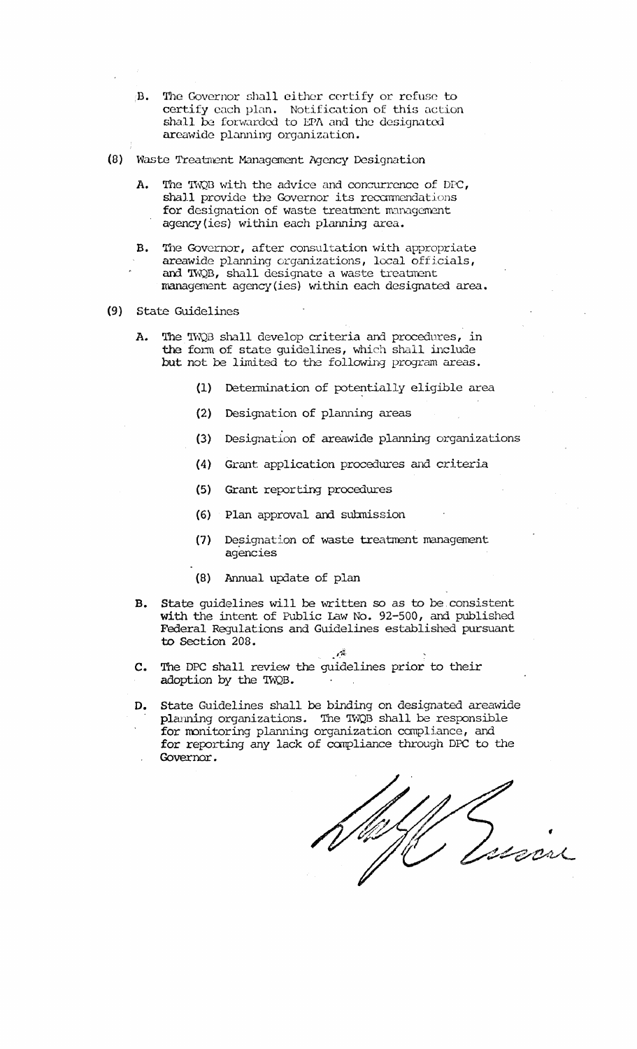B. The Governor shall either certify or refuse to certify each plan. Notification of this action shall be forwarded to EPA and the designated areawide planning organization.

(8) Waste Treatment Management Agency Designation

A. The TWQB with the advice and concurrence of DPC, shall provide the Governor its recommendations for designation of waste treatment management agency(ies) within each planning area.

B. The Governor, after consultation with appropriate areawide planning organizations, local officials, and TWQB, shall designate a waste treatment management agency(ies) within each designated area.

(9) State Guidelines

A. The TWQB shall develop criteria and procedures, in the form of state guidelines, which shall include but not be limited to the following program areas.

   (1) Determination of potentially eligible area

   (2) Designation of planning areas

   (3) Designation of areawide planning organizations

   (4) Grant application procedures and criteria

   (5) Grant reporting procedures

   (6) Plan approval and submission

   (7) Designation of waste treatment management agencies

   (8) Annual update of plan

B. State guidelines will be written so as to be consistent with the intent of Public Law No. 92-500, and published Federal Regulations and Guidelines established pursuant to Section 208.

C. The DPC shall review the guidelines prior to their adoption by the TWQB.

D. State Guidelines shall be binding on designated areawide planning organizations. The TWQB shall be responsible for monitoring planning organization compliance, and for reporting any lack of compliance through DPC to the Governor.